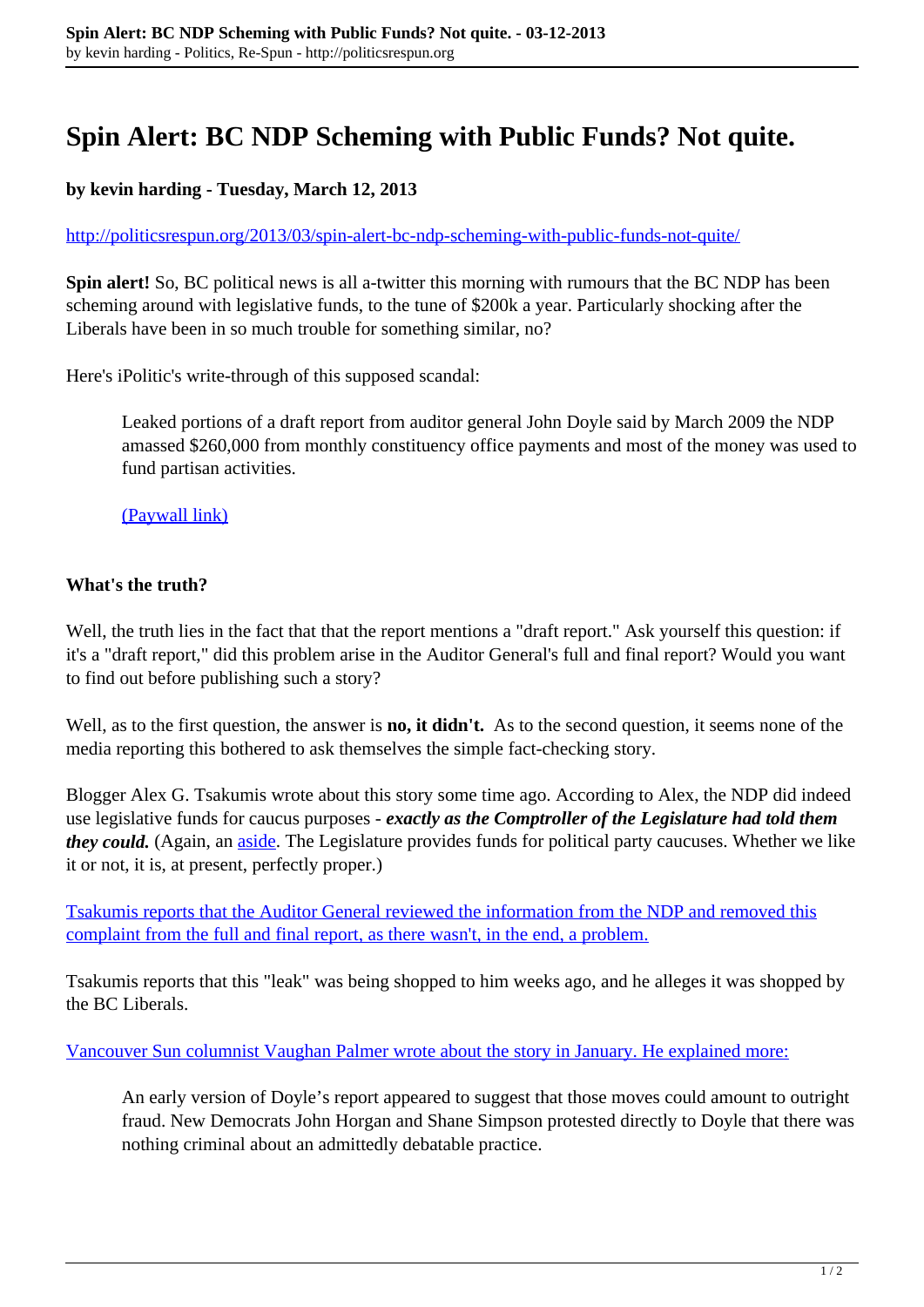# Spin Alert: BC NDP Scheming with Public Funds? Not quite.

**by kevin harding - Tuesday, March 12, 2013**

http://politicsrespun.org/2013/03/spin-alert-bc-ndp-scheming-with-public-funds-not-quite/

**Spin alert!** So, BC political news is all a-twitter this morning with rumours that the BC NDP has been scheming around with legislative funds, to the tune of $200k a year. Particularly shocking after the Liberals have been in so much trouble for something similar, no?

Here's iPolitic's write-through of this supposed scandal:

> Leaked portions of a draft report from auditor general John Doyle said by March 2009 the NDP amassed $260,000 from monthly constituency office payments and most of the money was used to fund partisan activities.
>
> (Paywall link)

**What's the truth?**

Well, the truth lies in the fact that that the report mentions a "draft report." Ask yourself this question: if it's a "draft report," did this problem arise in the Auditor General's full and final report? Would you want to find out before publishing such a story?

Well, as to the first question, the answer is **no, it didn't.** As to the second question, it seems none of the media reporting this bothered to ask themselves the simple fact-checking story.

Blogger Alex G. Tsakumis wrote about this story some time ago. According to Alex, the NDP did indeed use legislative funds for caucus purposes - ***exactly as the Comptroller of the Legislature had told them they could.*** (Again, an aside. The Legislature provides funds for political party caucuses. Whether we like it or not, it is, at present, perfectly proper.)

Tsakumis reports that the Auditor General reviewed the information from the NDP and removed this complaint from the full and final report, as there wasn't, in the end, a problem.

Tsakumis reports that this "leak" was being shopped to him weeks ago, and he alleges it was shopped by the BC Liberals.

Vancouver Sun columnist Vaughan Palmer wrote about the story in January. He explained more:

> An early version of Doyle's report appeared to suggest that those moves could amount to outright fraud. New Democrats John Horgan and Shane Simpson protested directly to Doyle that there was nothing criminal about an admittedly debatable practice.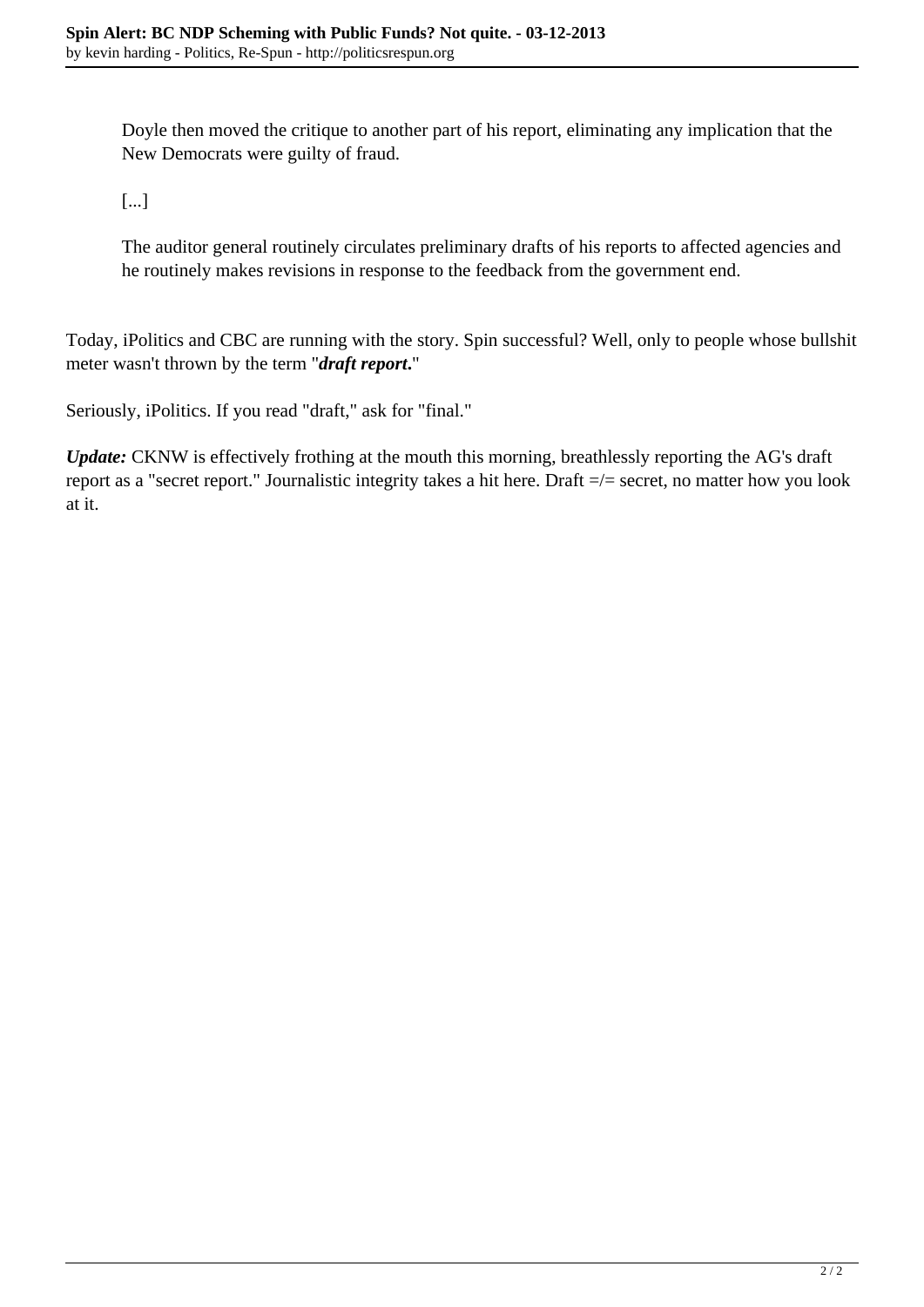> Doyle then moved the critique to another part of his report, eliminating any implication that the New Democrats were guilty of fraud.
>
> [...]
>
> The auditor general routinely circulates preliminary drafts of his reports to affected agencies and he routinely makes revisions in response to the feedback from the government end.

Today, iPolitics and CBC are running with the story. Spin successful? Well, only to people whose bullshit meter wasn't thrown by the term "***draft report.***"

Seriously, iPolitics. If you read "draft," ask for "final."

***Update:*** CKNW is effectively frothing at the mouth this morning, breathlessly reporting the AG's draft report as a "secret report." Journalistic integrity takes a hit here. Draft =/= secret, no matter how you look at it.